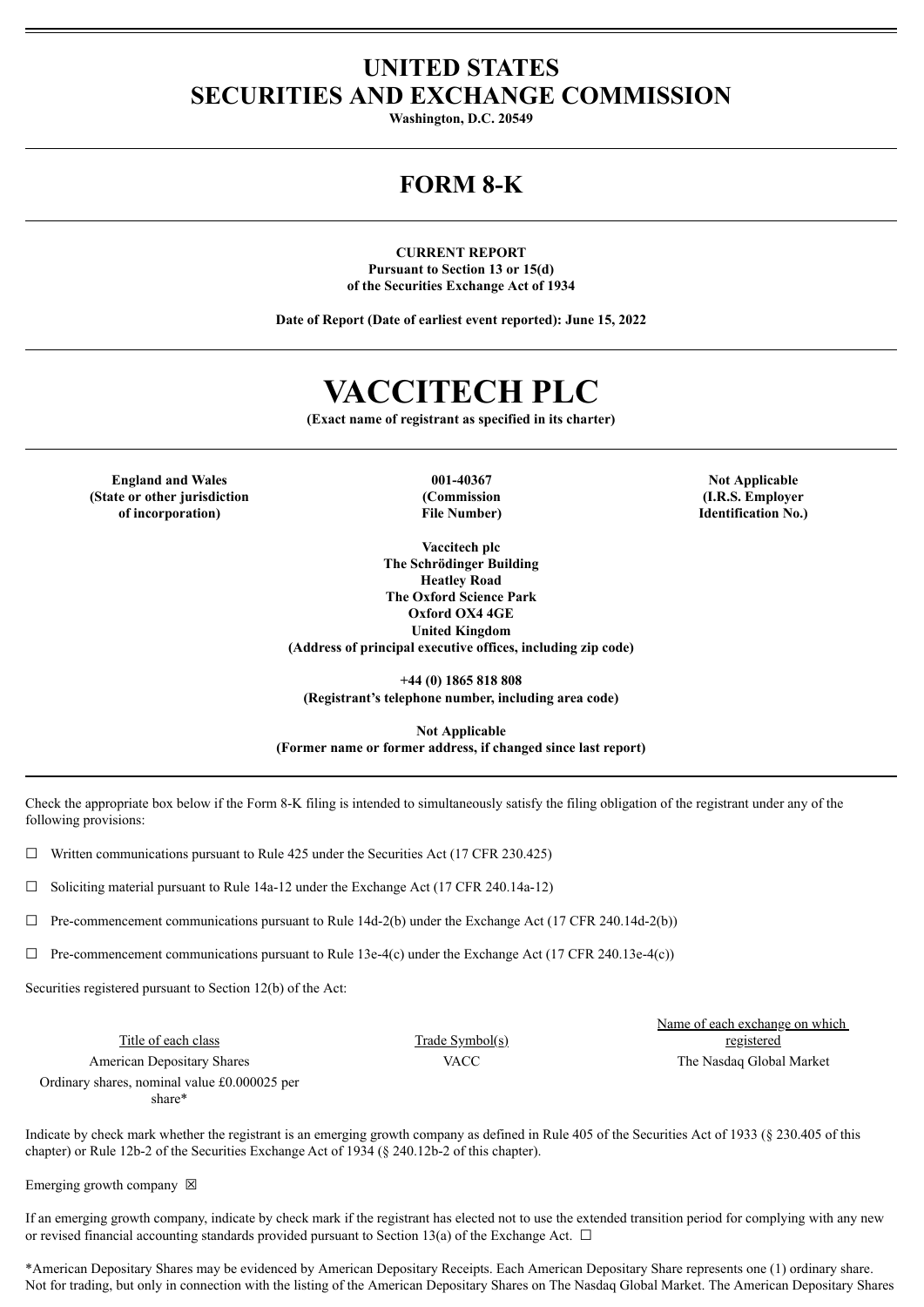# UNITED STATES
# SECURITIES AND EXCHANGE COMMISSION

**Washington, D.C. 20549**

## FORM 8-K

**CURRENT REPORT**
**Pursuant to Section 13 or 15(d)**
**of the Securities Exchange Act of 1934**

**Date of Report (Date of earliest event reported): June 15, 2022**

# VACCITECH PLC

**(Exact name of registrant as specified in its charter)**

| England and Wales (State or other jurisdiction of incorporation) | 001-40367 (Commission File Number) | Not Applicable (I.R.S. Employer Identification No.) |
|---|---|---|

**Vaccitech plc**
**The Schrödinger Building**
**Heatley Road**
**The Oxford Science Park**
**Oxford OX4 4GE**
**United Kingdom**
**(Address of principal executive offices, including zip code)**

**+44 (0) 1865 818 808**
**(Registrant's telephone number, including area code)**

**Not Applicable**
**(Former name or former address, if changed since last report)**

Check the appropriate box below if the Form 8-K filing is intended to simultaneously satisfy the filing obligation of the registrant under any of the following provisions:

☐ Written communications pursuant to Rule 425 under the Securities Act (17 CFR 230.425)

☐ Soliciting material pursuant to Rule 14a-12 under the Exchange Act (17 CFR 240.14a-12)

☐ Pre-commencement communications pursuant to Rule 14d-2(b) under the Exchange Act (17 CFR 240.14d-2(b))

☐ Pre-commencement communications pursuant to Rule 13e-4(c) under the Exchange Act (17 CFR 240.13e-4(c))

Securities registered pursuant to Section 12(b) of the Act:

| Title of each class | Trade Symbol(s) | Name of each exchange on which registered |
|---|---|---|
| American Depositary Shares | VACC | The Nasdaq Global Market |
| Ordinary shares, nominal value £0.000025 per share* | | |

Indicate by check mark whether the registrant is an emerging growth company as defined in Rule 405 of the Securities Act of 1933 (§ 230.405 of this chapter) or Rule 12b-2 of the Securities Exchange Act of 1934 (§ 240.12b-2 of this chapter).

Emerging growth company ☒

If an emerging growth company, indicate by check mark if the registrant has elected not to use the extended transition period for complying with any new or revised financial accounting standards provided pursuant to Section 13(a) of the Exchange Act. ☐

*American Depositary Shares may be evidenced by American Depositary Receipts. Each American Depositary Share represents one (1) ordinary share. Not for trading, but only in connection with the listing of the American Depositary Shares on The Nasdaq Global Market. The American Depositary Shares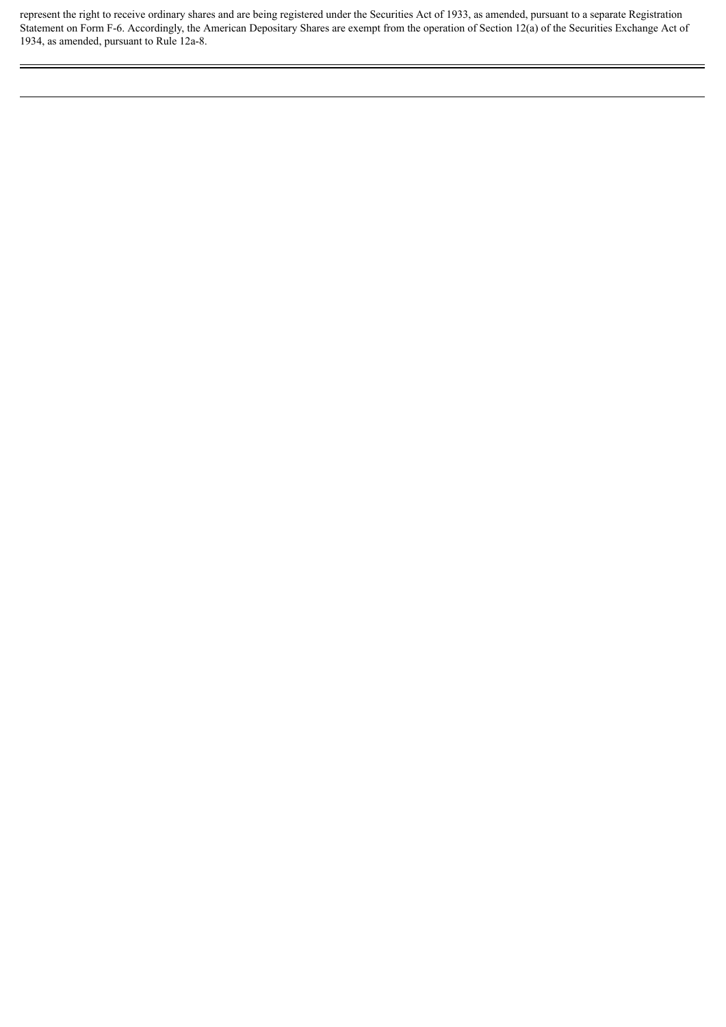represent the right to receive ordinary shares and are being registered under the Securities Act of 1933, as amended, pursuant to a separate Registration Statement on Form F-6. Accordingly, the American Depositary Shares are exempt from the operation of Section 12(a) of the Securities Exchange Act of 1934, as amended, pursuant to Rule 12a-8.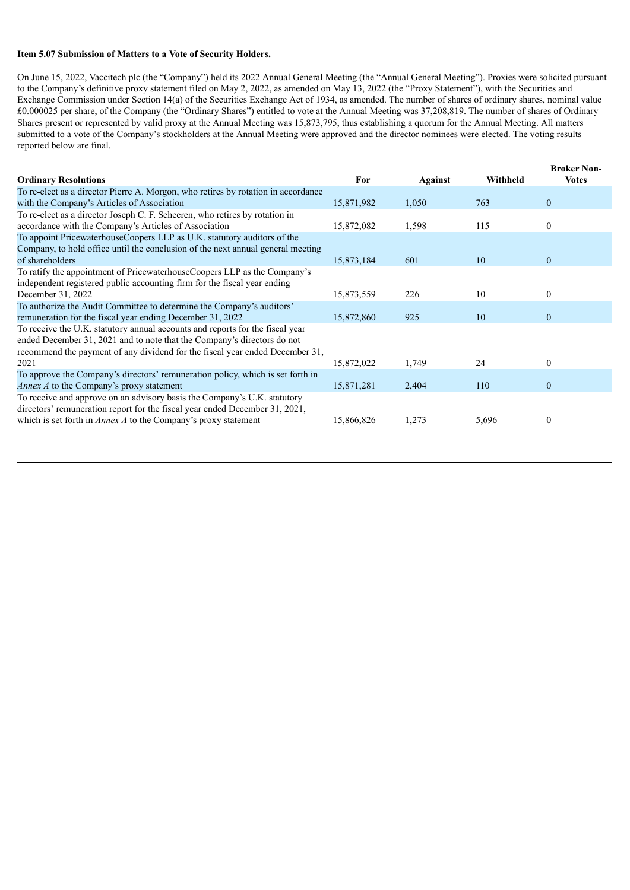**Item 5.07 Submission of Matters to a Vote of Security Holders.**

On June 15, 2022, Vaccitech plc (the "Company") held its 2022 Annual General Meeting (the "Annual General Meeting"). Proxies were solicited pursuant to the Company's definitive proxy statement filed on May 2, 2022, as amended on May 13, 2022 (the "Proxy Statement"), with the Securities and Exchange Commission under Section 14(a) of the Securities Exchange Act of 1934, as amended. The number of shares of ordinary shares, nominal value £0.000025 per share, of the Company (the "Ordinary Shares") entitled to vote at the Annual Meeting was 37,208,819. The number of shares of Ordinary Shares present or represented by valid proxy at the Annual Meeting was 15,873,795, thus establishing a quorum for the Annual Meeting. All matters submitted to a vote of the Company's stockholders at the Annual Meeting were approved and the director nominees were elected. The voting results reported below are final.

| Ordinary Resolutions | For | Against | Withheld | Broker Non-Votes |
|---|---|---|---|---|
| To re-elect as a director Pierre A. Morgon, who retires by rotation in accordance with the Company's Articles of Association | 15,871,982 | 1,050 | 763 | 0 |
| To re-elect as a director Joseph C. F. Scheeren, who retires by rotation in accordance with the Company's Articles of Association | 15,872,082 | 1,598 | 115 | 0 |
| To appoint PricewaterhouseCoopers LLP as U.K. statutory auditors of the Company, to hold office until the conclusion of the next annual general meeting of shareholders | 15,873,184 | 601 | 10 | 0 |
| To ratify the appointment of PricewaterhouseCoopers LLP as the Company's independent registered public accounting firm for the fiscal year ending December 31, 2022 | 15,873,559 | 226 | 10 | 0 |
| To authorize the Audit Committee to determine the Company's auditors' remuneration for the fiscal year ending December 31, 2022 | 15,872,860 | 925 | 10 | 0 |
| To receive the U.K. statutory annual accounts and reports for the fiscal year ended December 31, 2021 and to note that the Company's directors do not recommend the payment of any dividend for the fiscal year ended December 31, 2021 | 15,872,022 | 1,749 | 24 | 0 |
| To approve the Company's directors' remuneration policy, which is set forth in *Annex A* to the Company's proxy statement | 15,871,281 | 2,404 | 110 | 0 |
| To receive and approve on an advisory basis the Company's U.K. statutory directors' remuneration report for the fiscal year ended December 31, 2021, which is set forth in *Annex A* to the Company's proxy statement | 15,866,826 | 1,273 | 5,696 | 0 |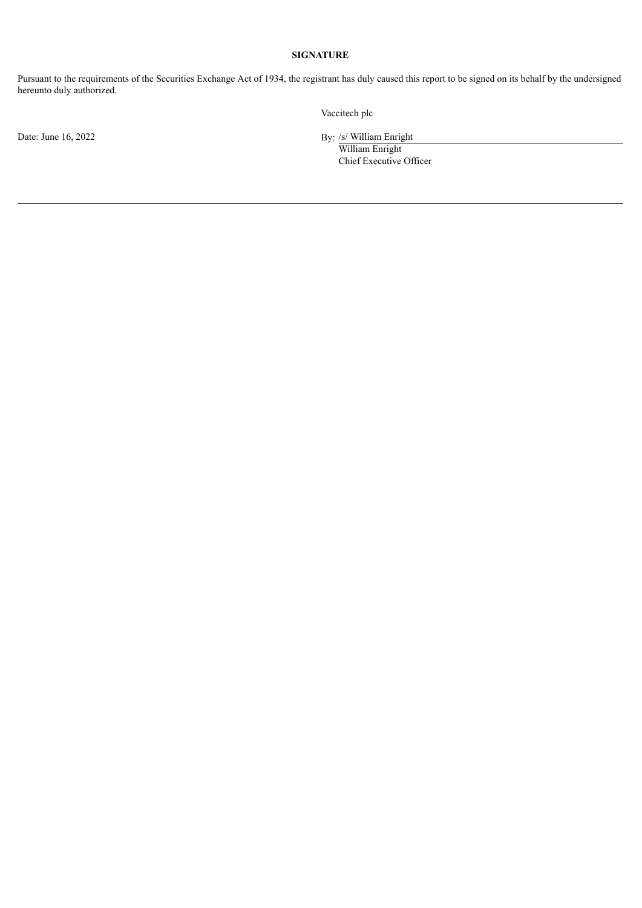**SIGNATURE**

Pursuant to the requirements of the Securities Exchange Act of 1934, the registrant has duly caused this report to be signed on its behalf by the undersigned hereunto duly authorized.

Vaccitech plc

Date: June 16, 2022

By: /s/ William Enright
William Enright
Chief Executive Officer